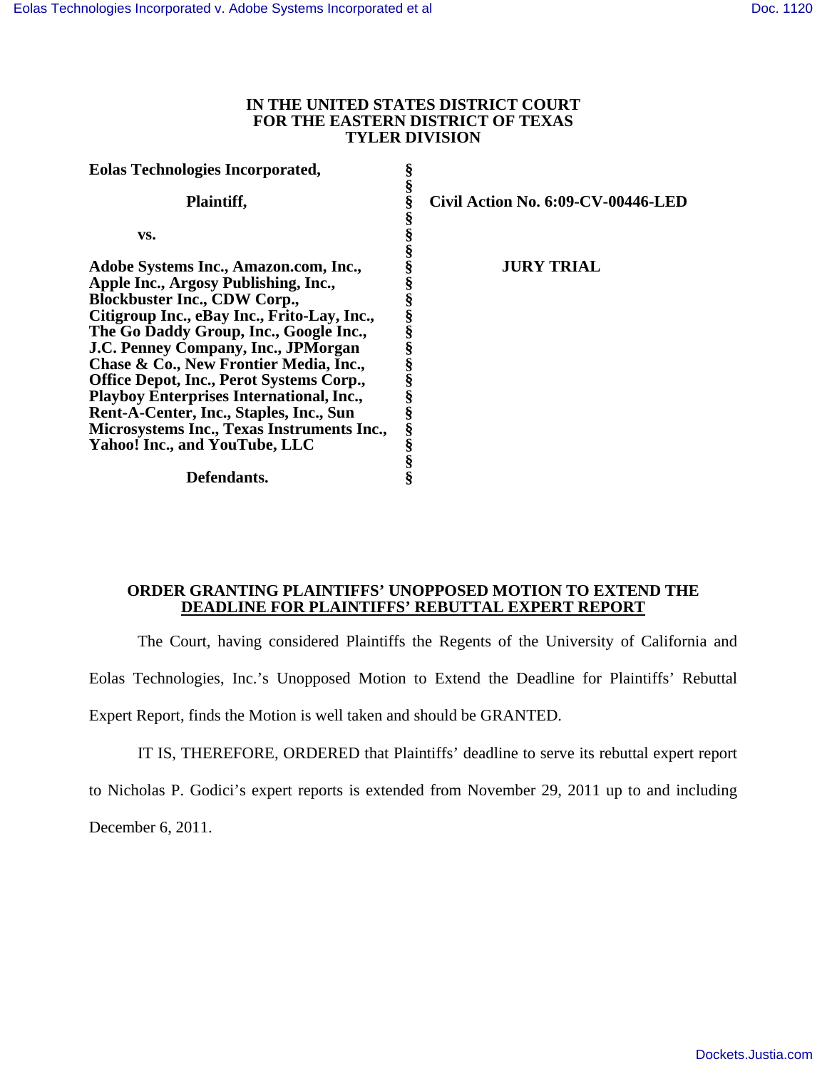**IN THE UNITED STATES DISTRICT COURT**
**FOR THE EASTERN DISTRICT OF TEXAS**
**TYLER DIVISION**

| | | |
|---|---|---|
| **Eolas Technologies Incorporated,** | § | |
| | § | |
| **Plaintiff,** | § | **Civil Action No. 6:09-CV-00446-LED** |
| | § | |
| **vs.** | § | |
| | § | |
| **Adobe Systems Inc., Amazon.com, Inc., Apple Inc., Argosy Publishing, Inc., Blockbuster Inc., CDW Corp., Citigroup Inc., eBay Inc., Frito-Lay, Inc., The Go Daddy Group, Inc., Google Inc., J.C. Penney Company, Inc., JPMorgan Chase & Co., New Frontier Media, Inc., Office Depot, Inc., Perot Systems Corp., Playboy Enterprises International, Inc., Rent-A-Center, Inc., Staples, Inc., Sun Microsystems Inc., Texas Instruments Inc., Yahoo! Inc., and YouTube, LLC** | § | **JURY TRIAL** |
| | § | |
| **Defendants.** | § | |

**ORDER GRANTING PLAINTIFFS' UNOPPOSED MOTION TO EXTEND THE DEADLINE FOR PLAINTIFFS' REBUTTAL EXPERT REPORT**

The Court, having considered Plaintiffs the Regents of the University of California and Eolas Technologies, Inc.'s Unopposed Motion to Extend the Deadline for Plaintiffs' Rebuttal Expert Report, finds the Motion is well taken and should be GRANTED.

IT IS, THEREFORE, ORDERED that Plaintiffs' deadline to serve its rebuttal expert report to Nicholas P. Godici's expert reports is extended from November 29, 2011 up to and including December 6, 2011.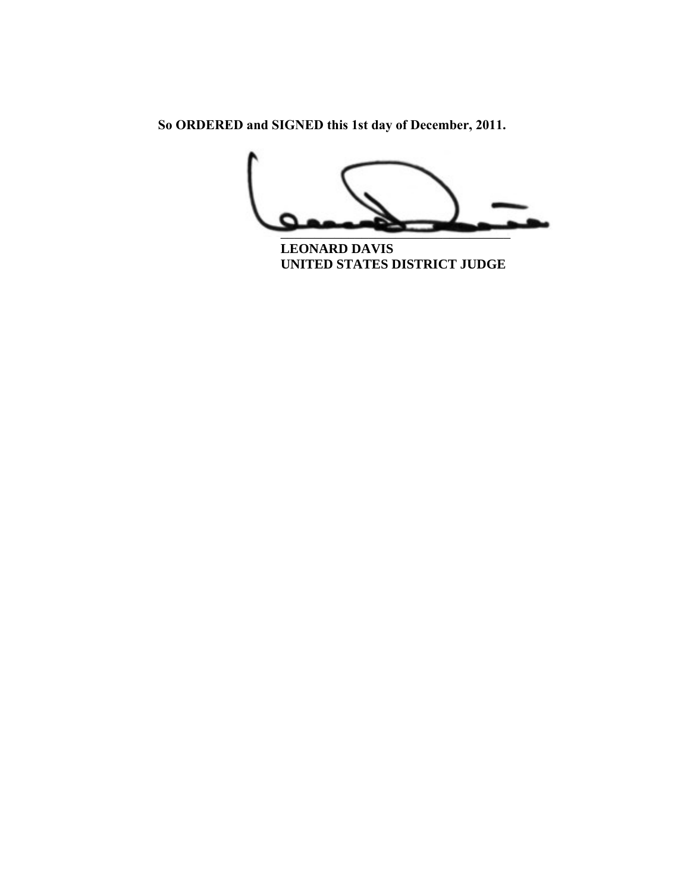**So ORDERED and SIGNED this 1st day of December, 2011.**

\_\_\_\_\_\_\_\_\_\_\_\_\_\_\_\_\_\_\_\_\_\_\_\_\_\_\_\_\_\_\_\_\_\_

**LEONARD DAVIS**
**UNITED STATES DISTRICT JUDGE**